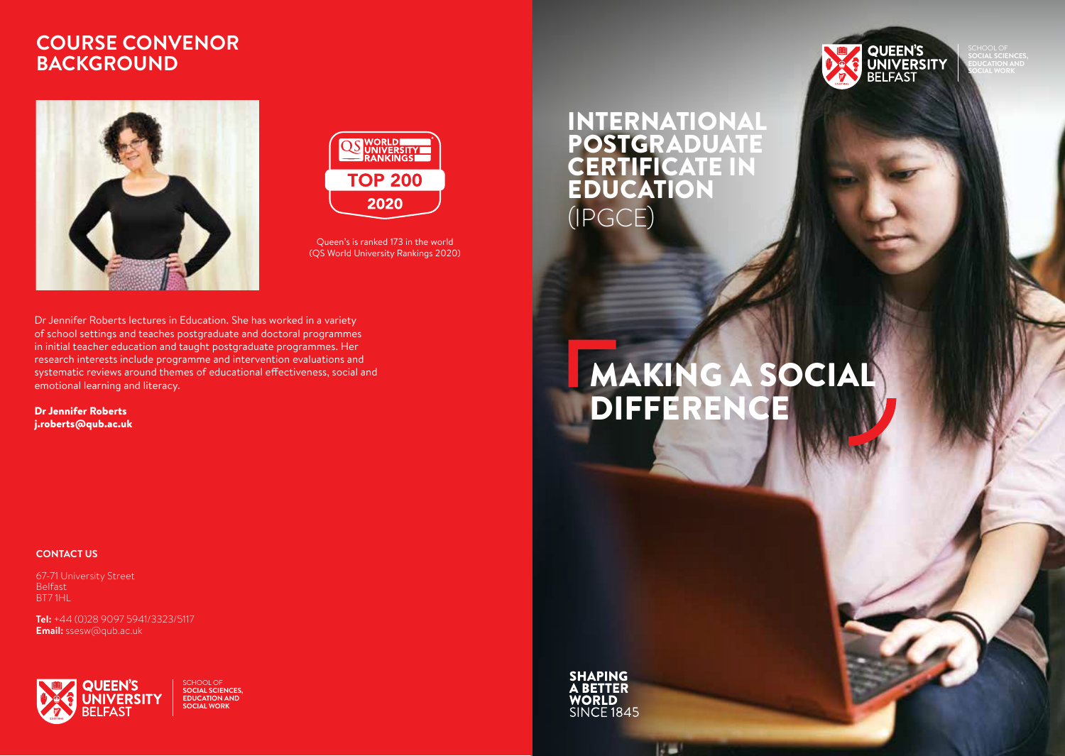## COURSE CONVENOR BACKGROUND

QS WORLD UNIVERSITY RANKINGS TOP 200 2020

Queen's is ranked 173 in the world (QS World University Rankings 2020)

Dr Jennifer Roberts lectures in Education. She has worked in a variety of school settings and teaches postgraduate and doctoral programmes in initial teacher education and taught postgraduate programmes. Her research interests include programme and intervention evaluations and systematic reviews around themes of educational effectiveness, social and emotional learning and literacy.

**Dr Jennifer Roberts**
**j.roberts@qub.ac.uk**

**CONTACT US**

67-71 University Street
Belfast
BT7 1HL

**Tel:** +44 (0)28 9097 5941/3323/5117
**Email:** ssesw@qub.ac.uk

QUEEN'S UNIVERSITY BELFAST | SCHOOL OF SOCIAL SCIENCES, EDUCATION AND SOCIAL WORK

# INTERNATIONAL POSTGRADUATE CERTIFICATE IN EDUCATION (IPGCE)

## MAKING A SOCIAL DIFFERENCE

**SHAPING A BETTER WORLD** SINCE 1845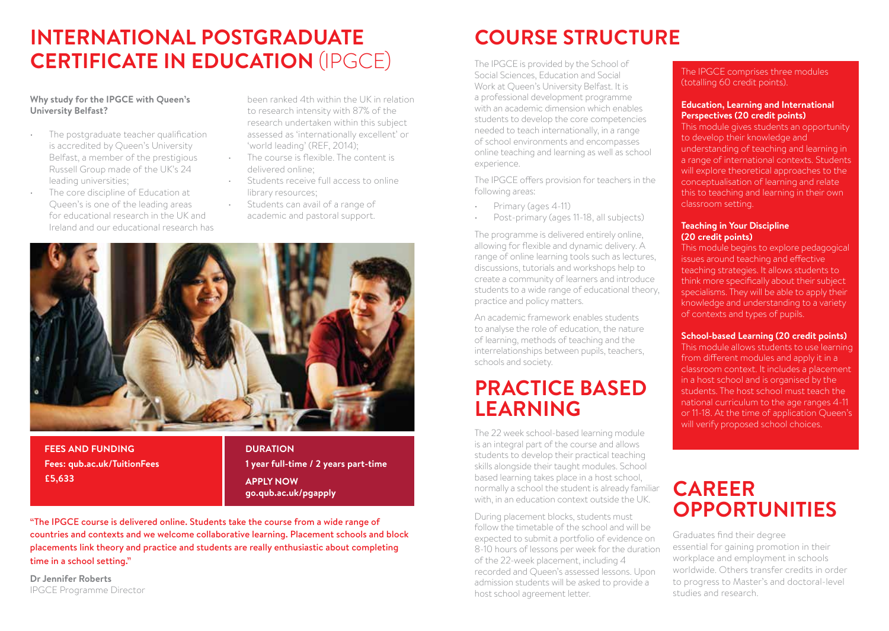# INTERNATIONAL POSTGRADUATE CERTIFICATE IN EDUCATION (IPGCE)

**Why study for the IPGCE with Queen's University Belfast?**

- The postgraduate teacher qualification is accredited by Queen's University Belfast, a member of the prestigious Russell Group made of the UK's 24 leading universities;
- The core discipline of Education at Queen's is one of the leading areas for educational research in the UK and Ireland and our educational research has been ranked 4th within the UK in relation to research intensity with 87% of the research undertaken within this subject assessed as 'internationally excellent' or 'world leading' (REF, 2014);
- The course is flexible. The content is delivered online;
- Students receive full access to online library resources;
- Students can avail of a range of academic and pastoral support.

**FEES AND FUNDING**
**Fees: qub.ac.uk/TuitionFees**
**£5,633**

**DURATION**
**1 year full-time / 2 years part-time**

**APPLY NOW**
**go.qub.ac.uk/pgapply**

"The IPGCE course is delivered online. Students take the course from a wide range of countries and contexts and we welcome collaborative learning. Placement schools and block placements link theory and practice and students are really enthusiastic about completing time in a school setting."

**Dr Jennifer Roberts**
IPGCE Programme Director

# COURSE STRUCTURE

The IPGCE is provided by the School of Social Sciences, Education and Social Work at Queen's University Belfast. It is a professional development programme with an academic dimension which enables students to develop the core competencies needed to teach internationally, in a range of school environments and encompasses online teaching and learning as well as school experience.

The IPGCE offers provision for teachers in the following areas:

- Primary (ages 4-11)
- Post-primary (ages 11-18, all subjects)

The programme is delivered entirely online, allowing for flexible and dynamic delivery. A range of online learning tools such as lectures, discussions, tutorials and workshops help to create a community of learners and introduce students to a wide range of educational theory, practice and policy matters.

An academic framework enables students to analyse the role of education, the nature of learning, methods of teaching and the interrelationships between pupils, teachers, schools and society.

# PRACTICE BASED LEARNING

The 22 week school-based learning module is an integral part of the course and allows students to develop their practical teaching skills alongside their taught modules. School based learning takes place in a host school, normally a school the student is already familiar with, in an education context outside the UK.

During placement blocks, students must follow the timetable of the school and will be expected to submit a portfolio of evidence on 8-10 hours of lessons per week for the duration of the 22-week placement, including 4 recorded and Queen's assessed lessons. Upon admission students will be asked to provide a host school agreement letter.

The IPGCE comprises three modules (totalling 60 credit points).

**Education, Learning and International Perspectives (20 credit points)**
This module gives students an opportunity to develop their knowledge and understanding of teaching and learning in a range of international contexts. Students will explore theoretical approaches to the conceptualisation of learning and relate this to teaching and learning in their own classroom setting.

**Teaching in Your Discipline (20 credit points)**
This module begins to explore pedagogical issues around teaching and effective teaching strategies. It allows students to think more specifically about their subject specialisms. They will be able to apply their knowledge and understanding to a variety of contexts and types of pupils.

**School-based Learning (20 credit points)**
This module allows students to use learning from different modules and apply it in a classroom context. It includes a placement in a host school and is organised by the students. The host school must teach the national curriculum to the age ranges 4-11 or 11-18. At the time of application Queen's will verify proposed school choices.

# CAREER OPPORTUNITIES

Graduates find their degree essential for gaining promotion in their workplace and employment in schools worldwide. Others transfer credits in order to progress to Master's and doctoral-level studies and research.